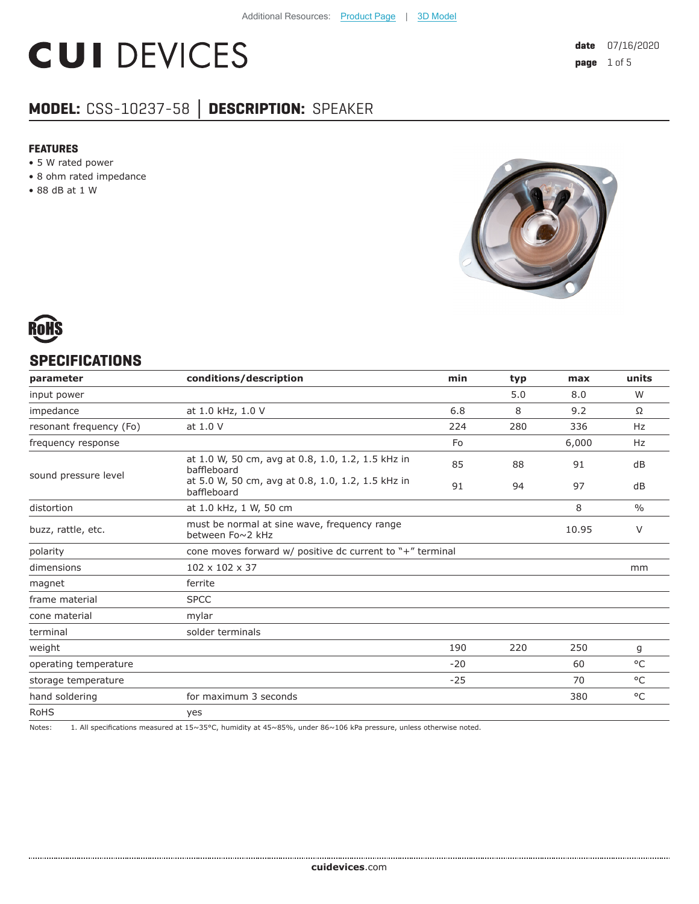Additional Resources: Product Page | 3D Model

# CUI DEVICES

**date** 07/16/2020

## MODEL: CSS-10237-58 | DESCRIPTION: SPEAKER

### FEATURES

- 5 W rated power
- 8 ohm rated impedance
- 88 dB at 1 W

RoHS

## SPECIFICATIONS

| parameter | conditions/description | min | typ | max | units |
|---|---|---|---|---|---|
| input power | | | 5.0 | 8.0 | W |
| impedance | at 1.0 kHz, 1.0 V | 6.8 | 8 | 9.2 | Ω |
| resonant frequency (Fo) | at 1.0 V | 224 | 280 | 336 | Hz |
| frequency response | | Fo | | 6,000 | Hz |
| sound pressure level | at 1.0 W, 50 cm, avg at 0.8, 1.0, 1.2, 1.5 kHz in baffleboard | 85 | 88 | 91 | dB |
| | at 5.0 W, 50 cm, avg at 0.8, 1.0, 1.2, 1.5 kHz in baffleboard | 91 | 94 | 97 | dB |
| distortion | at 1.0 kHz, 1 W, 50 cm | | | 8 | % |
| buzz, rattle, etc. | must be normal at sine wave, frequency range between Fo~2 kHz | | | 10.95 | V |
| polarity | cone moves forward w/ positive dc current to "+" terminal | | | | |
| dimensions | 102 x 102 x 37 | | | | mm |
| magnet | ferrite | | | | |
| frame material | SPCC | | | | |
| cone material | mylar | | | | |
| terminal | solder terminals | | | | |
| weight | | 190 | 220 | 250 | g |
| operating temperature | | -20 | | 60 | °C |
| storage temperature | | -25 | | 70 | °C |
| hand soldering | for maximum 3 seconds | | | 380 | °C |
| RoHS | yes | | | | |

Notes: 1. All specifications measured at 15~35°C, humidity at 45~85%, under 86~106 kPa pressure, unless otherwise noted.

**cuidevices**.com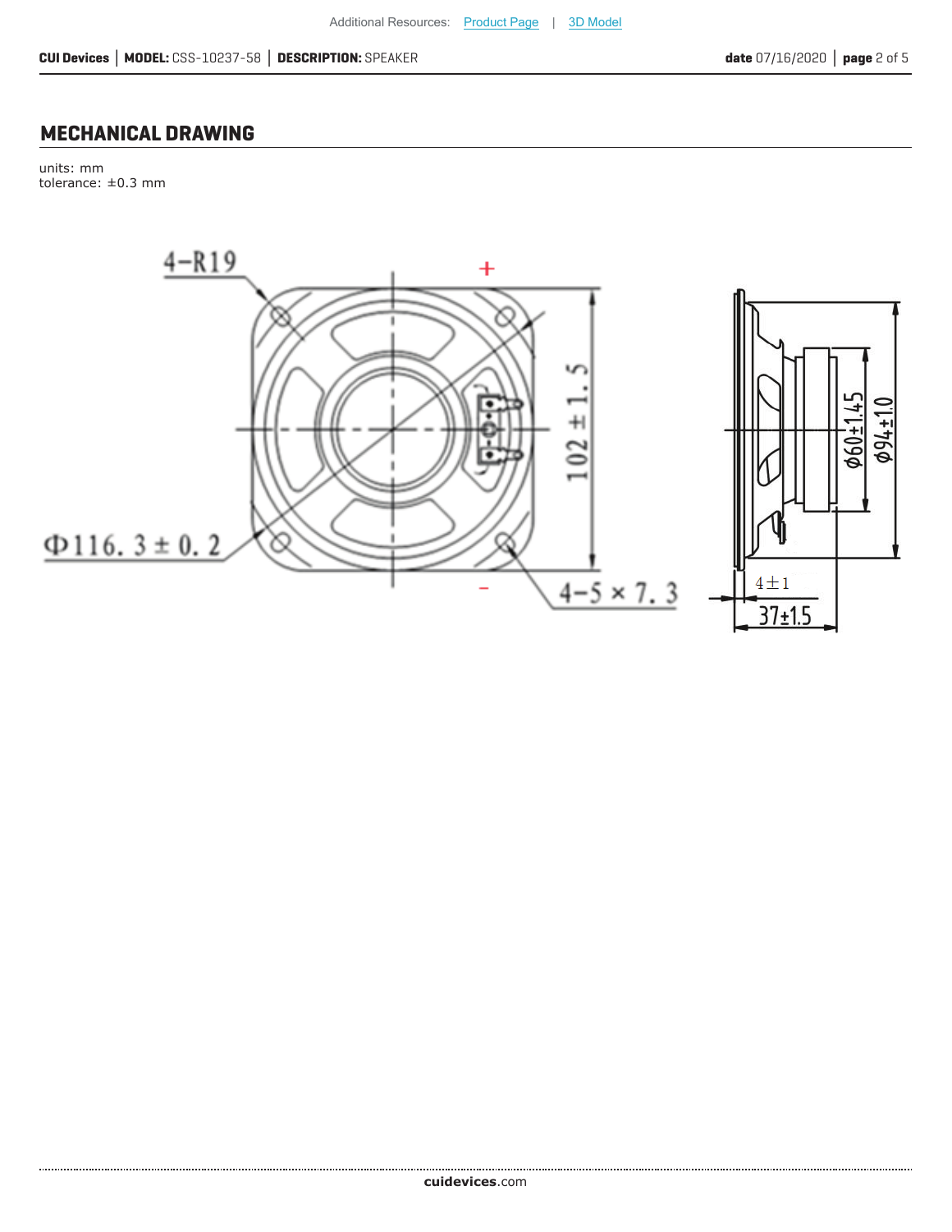## MECHANICAL DRAWING

units: mm
tolerance: ±0.3 mm

4-R19

+

102 ± 1.5

Φ116.3 ± 0.2

–

4-5 × 7.3

ϕ60±1.45

ϕ94±1.0

4±1

37±1.5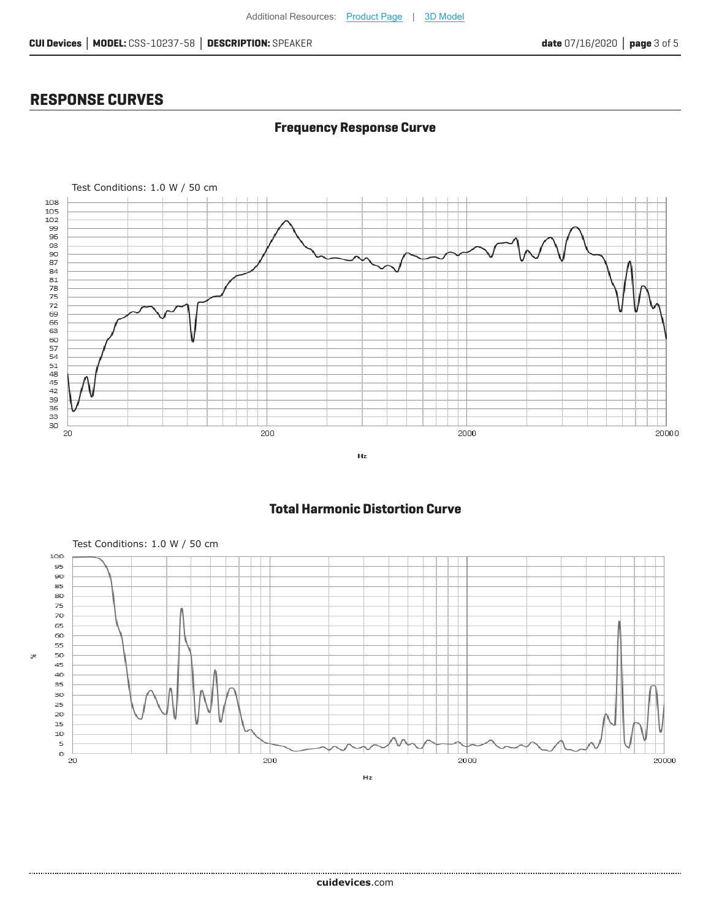## RESPONSE CURVES

### Frequency Response Curve

Test Conditions: 1.0 W / 50 cm

108
105
102
99
96
93
90
87
84
81
78
75
72
69
66
63
60
57
54
51
48
45
42
39
36
33
30

20 200 2000 20000

Hz

### Total Harmonic Distortion Curve

Test Conditions: 1.0 W / 50 cm

%

100
95
90
85
80
75
70
65
60
55
50
45
40
35
30
25
20
15
10
5
0

20 200 2000 20000

Hz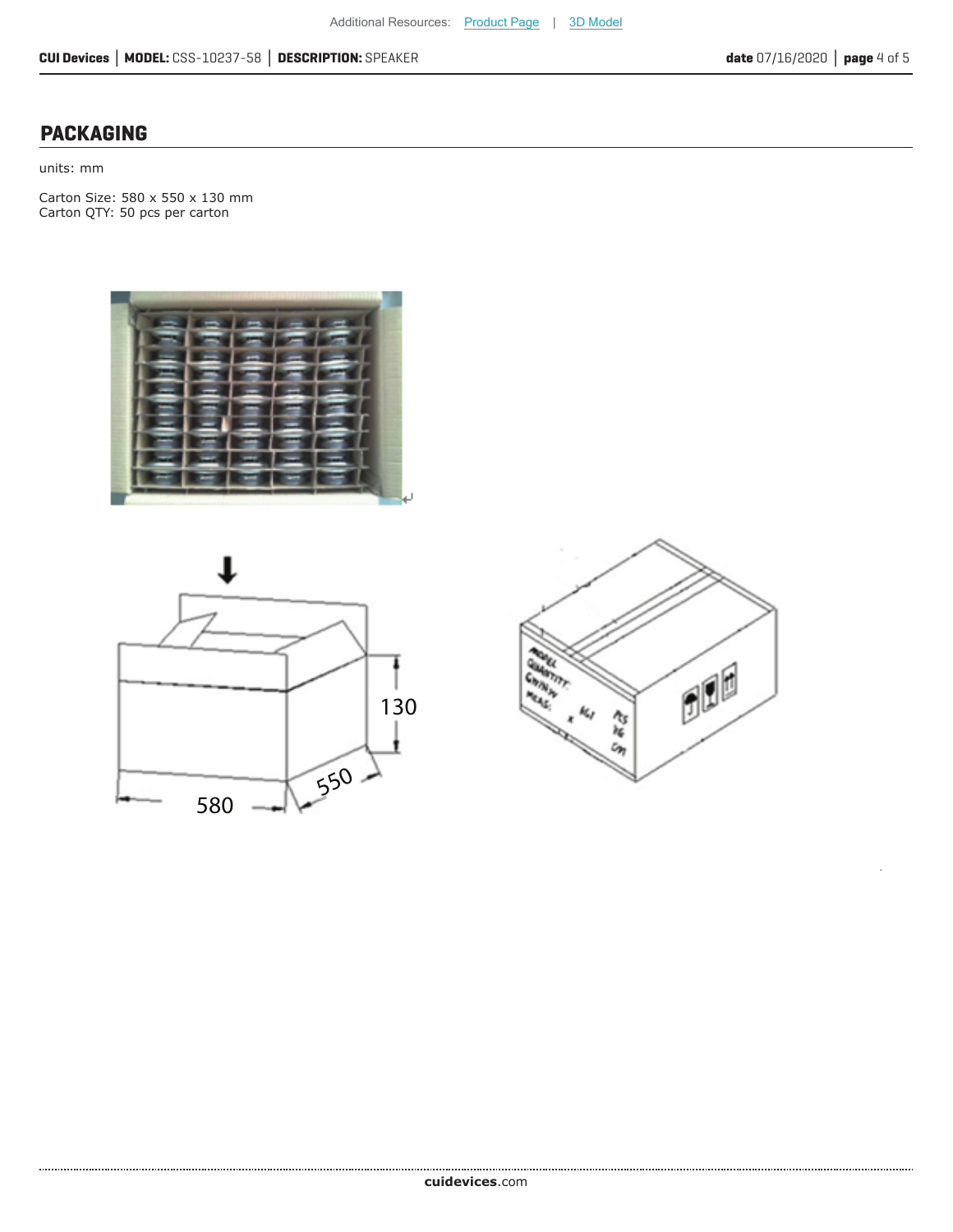## PACKAGING

units: mm

Carton Size: 580 x 550 x 130 mm
Carton QTY: 50 pcs per carton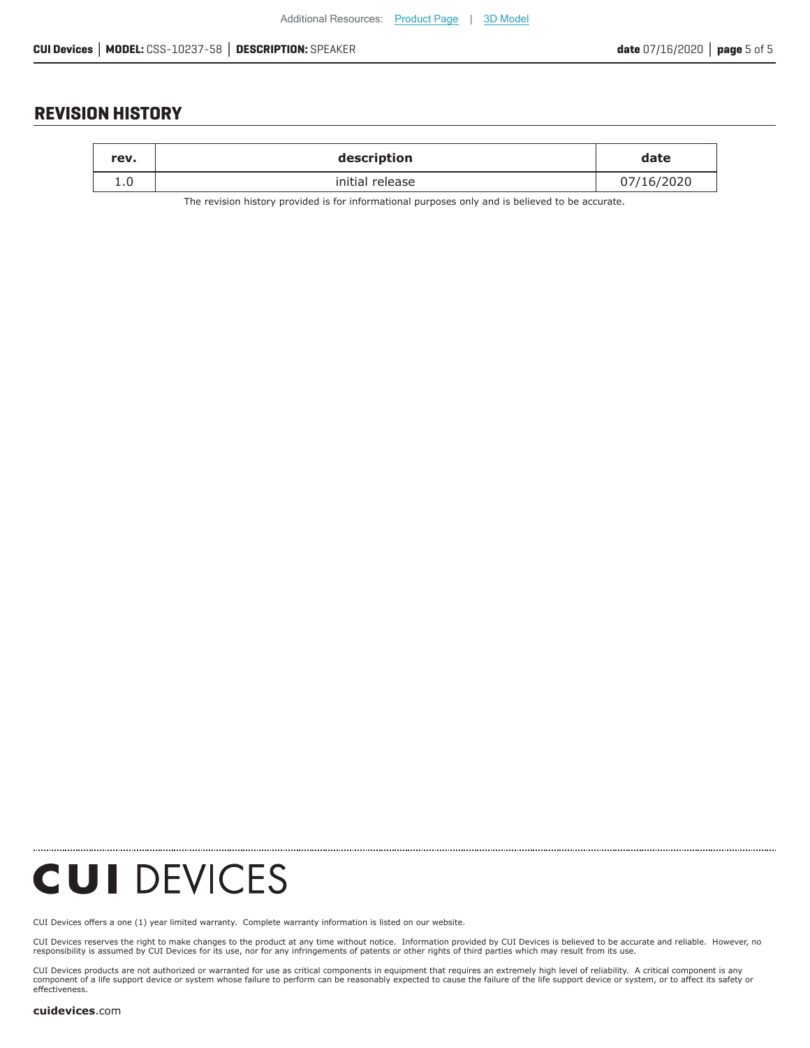## REVISION HISTORY

| rev. | description | date |
| --- | --- | --- |
| 1.0 | initial release | 07/16/2020 |

The revision history provided is for informational purposes only and is believed to be accurate.

**CUI** DEVICES

CUI Devices offers a one (1) year limited warranty. Complete warranty information is listed on our website.

CUI Devices reserves the right to make changes to the product at any time without notice. Information provided by CUI Devices is believed to be accurate and reliable. However, no responsibility is assumed by CUI Devices for its use, nor for any infringements of patents or other rights of third parties which may result from its use.

CUI Devices products are not authorized or warranted for use as critical components in equipment that requires an extremely high level of reliability. A critical component is any component of a life support device or system whose failure to perform can be reasonably expected to cause the failure of the life support device or system, or to affect its safety or effectiveness.

**cuidevices**.com